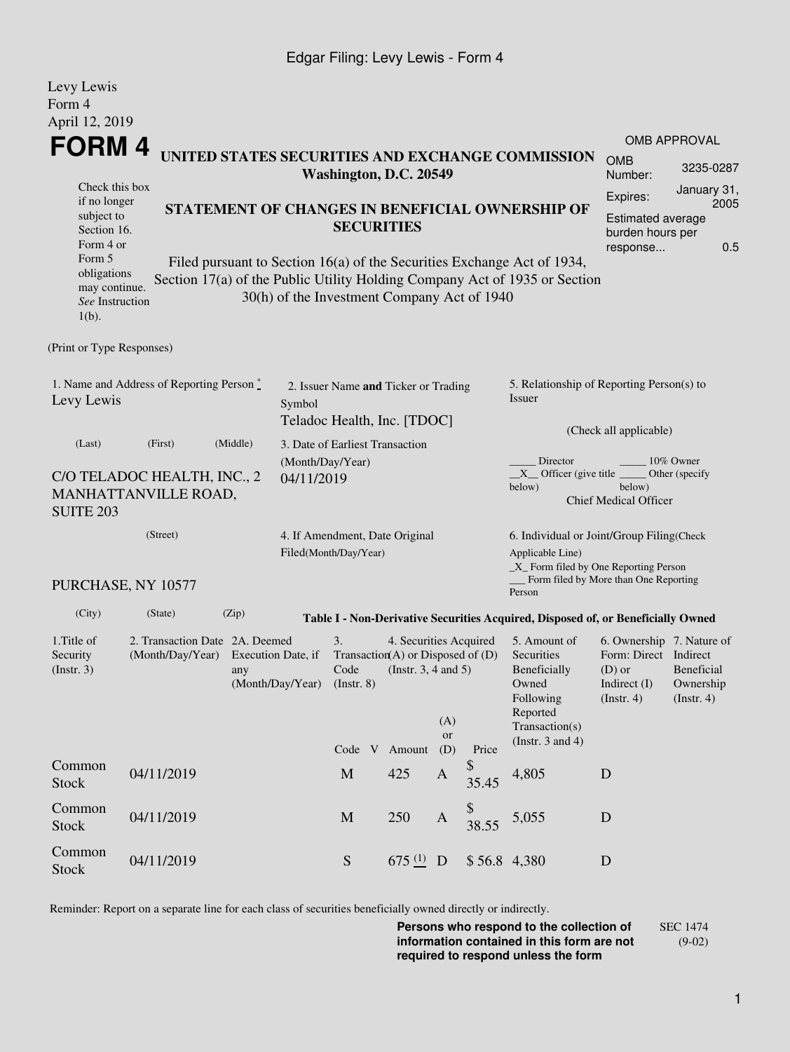Edgar Filing: Levy Lewis - Form 4

Levy Lewis
Form 4
April 12, 2019

# FORM 4

**UNITED STATES SECURITIES AND EXCHANGE COMMISSION**
**Washington, D.C. 20549**

**STATEMENT OF CHANGES IN BENEFICIAL OWNERSHIP OF SECURITIES**

Filed pursuant to Section 16(a) of the Securities Exchange Act of 1934, Section 17(a) of the Public Utility Holding Company Act of 1935 or Section 30(h) of the Investment Company Act of 1940

Check this box if no longer subject to Section 16. Form 4 or Form 5 obligations may continue. *See* Instruction 1(b).

| OMB APPROVAL | |
|---|---|
| OMB Number: | 3235-0287 |
| Expires: | January 31, 2005 |
| Estimated average burden hours per response... | 0.5 |

(Print or Type Responses)

1. Name and Address of Reporting Person *
Levy Lewis

(Last) (First) (Middle)

C/O TELADOC HEALTH, INC., 2 MANHATTANVILLE ROAD, SUITE 203

(Street)

PURCHASE, NY 10577

(City) (State) (Zip)

2. Issuer Name **and** Ticker or Trading Symbol
Teladoc Health, Inc. [TDOC]

3. Date of Earliest Transaction (Month/Day/Year)
04/11/2019

4. If Amendment, Date Original Filed(Month/Day/Year)

5. Relationship of Reporting Person(s) to Issuer

(Check all applicable)

_____ Director _____ 10% Owner
__X__ Officer (give title below) _____ Other (specify below)
Chief Medical Officer

6. Individual or Joint/Group Filing(Check Applicable Line)
_X_ Form filed by One Reporting Person
___ Form filed by More than One Reporting Person

**Table I - Non-Derivative Securities Acquired, Disposed of, or Beneficially Owned**

| 1.Title of Security (Instr. 3) | 2. Transaction Date (Month/Day/Year) | 2A. Deemed Execution Date, if any (Month/Day/Year) | 3. Transaction Code (Instr. 8) | | 4. Securities Acquired (A) or Disposed of (D) (Instr. 3, 4 and 5) | | | 5. Amount of Securities Beneficially Owned Following Reported Transaction(s) (Instr. 3 and 4) | 6. Ownership Form: Direct (D) or Indirect (I) (Instr. 4) | 7. Nature of Indirect Beneficial Ownership (Instr. 4) |
|---|---|---|---|---|---|---|---|---|---|---|
| | | | Code | V | Amount | (A) or (D) | Price | | | |
| Common Stock | 04/11/2019 | | M | | 425 | A | $ 35.45 | 4,805 | D | |
| Common Stock | 04/11/2019 | | M | | 250 | A | $ 38.55 | 5,055 | D | |
| Common Stock | 04/11/2019 | | S | | 675 (1) | D | $ 56.8 | 4,380 | D | |

Reminder: Report on a separate line for each class of securities beneficially owned directly or indirectly.

**Persons who respond to the collection of information contained in this form are not required to respond unless the form**

SEC 1474 (9-02)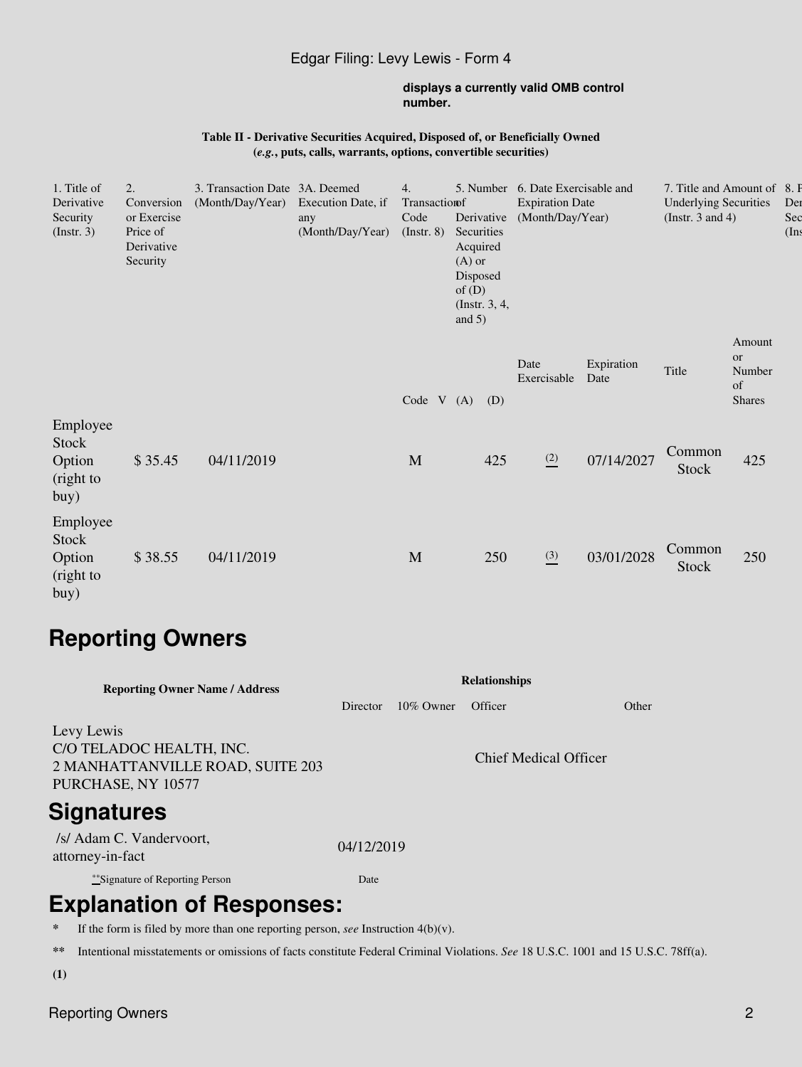displays a currently valid OMB control number.

**Table II - Derivative Securities Acquired, Disposed of, or Beneficially Owned (*e.g.*, puts, calls, warrants, options, convertible securities)**

| 1. Title of Derivative Security (Instr. 3) | 2. Conversion or Exercise Price of Derivative Security | 3. Transaction Date (Month/Day/Year) | 3A. Deemed Execution Date, if any (Month/Day/Year) | 4. Transaction Code (Instr. 8) | | 5. Number of Derivative Securities Acquired (A) or Disposed of (D) (Instr. 3, 4, and 5) | | 6. Date Exercisable and Expiration Date (Month/Day/Year) | | 7. Title and Amount of Underlying Securities (Instr. 3 and 4) | | 8. F Der Sec (Ins |
|---|---|---|---|---|---|---|---|---|---|---|---|---|
| | | | | Code | V | (A) | (D) | Date Exercisable | Expiration Date | Title | Amount or Number of Shares | |
| Employee Stock Option (right to buy) | $ 35.45 | 04/11/2019 | | M | | | 425 | (2) | 07/14/2027 | Common Stock | 425 | |
| Employee Stock Option (right to buy) | $ 38.55 | 04/11/2019 | | M | | | 250 | (3) | 03/01/2028 | Common Stock | 250 | |

# Reporting Owners

| Reporting Owner Name / Address | Relationships | | | |
|---|---|---|---|---|
| | Director | 10% Owner | Officer | Other |
| Levy Lewis<br>C/O TELADOC HEALTH, INC.<br>2 MANHATTANVILLE ROAD, SUITE 203<br>PURCHASE, NY 10577 | | | Chief Medical Officer | |

# Signatures

| /s/ Adam C. Vandervoort, attorney-in-fact | 04/12/2019 |
|---|---|
| **Signature of Reporting Person | Date |

# Explanation of Responses:

\* If the form is filed by more than one reporting person, *see* Instruction 4(b)(v).

\*\* Intentional misstatements or omissions of facts constitute Federal Criminal Violations. *See* 18 U.S.C. 1001 and 15 U.S.C. 78ff(a).

**(1)**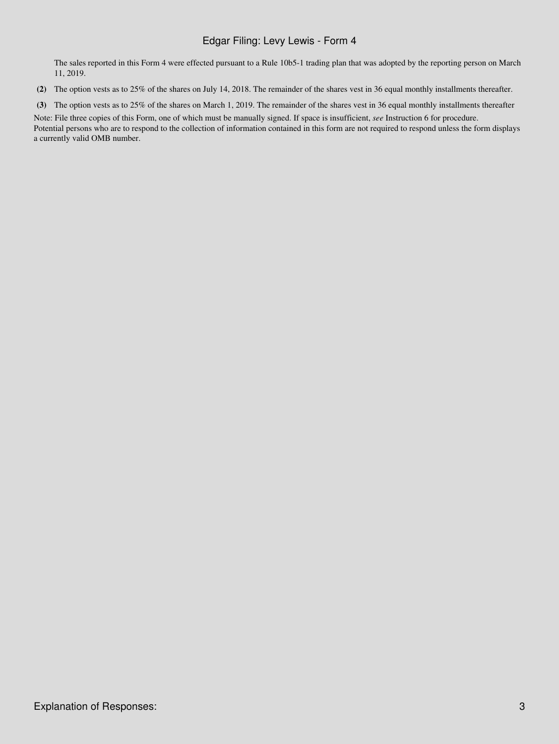The sales reported in this Form 4 were effected pursuant to a Rule 10b5-1 trading plan that was adopted by the reporting person on March 11, 2019.

**(2)** The option vests as to 25% of the shares on July 14, 2018. The remainder of the shares vest in 36 equal monthly installments thereafter.

**(3)** The option vests as to 25% of the shares on March 1, 2019. The remainder of the shares vest in 36 equal monthly installments thereafter

Note: File three copies of this Form, one of which must be manually signed. If space is insufficient, *see* Instruction 6 for procedure.

Potential persons who are to respond to the collection of information contained in this form are not required to respond unless the form displays a currently valid OMB number.

Explanation of Responses: